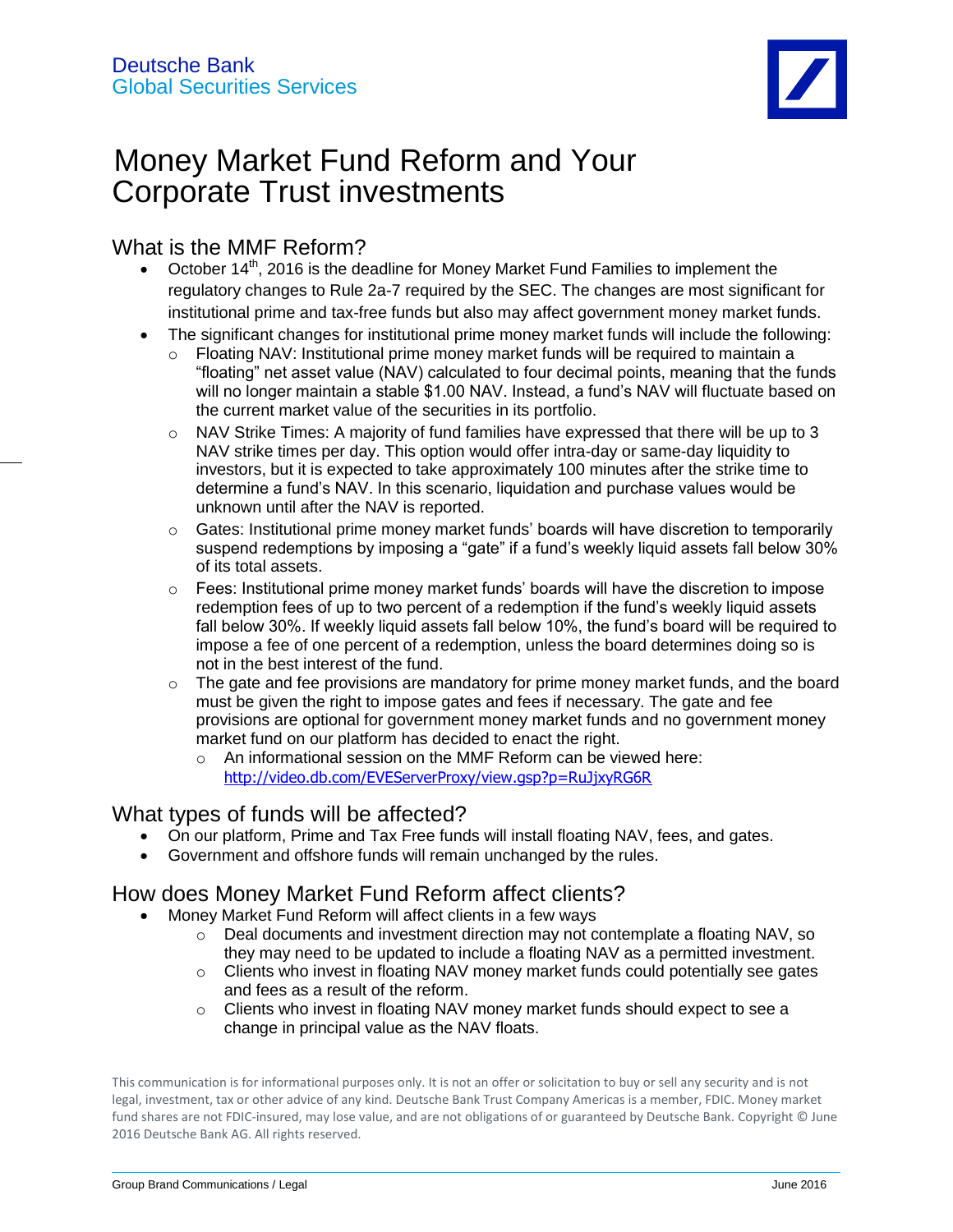Deutsche Bank
Global Securities Services

# Money Market Fund Reform and Your Corporate Trust investments

## What is the MMF Reform?

- October 14th, 2016 is the deadline for Money Market Fund Families to implement the regulatory changes to Rule 2a-7 required by the SEC. The changes are most significant for institutional prime and tax-free funds but also may affect government money market funds.
- The significant changes for institutional prime money market funds will include the following:
  - Floating NAV: Institutional prime money market funds will be required to maintain a "floating" net asset value (NAV) calculated to four decimal points, meaning that the funds will no longer maintain a stable $1.00 NAV. Instead, a fund's NAV will fluctuate based on the current market value of the securities in its portfolio.
  - NAV Strike Times: A majority of fund families have expressed that there will be up to 3 NAV strike times per day. This option would offer intra-day or same-day liquidity to investors, but it is expected to take approximately 100 minutes after the strike time to determine a fund's NAV. In this scenario, liquidation and purchase values would be unknown until after the NAV is reported.
  - Gates: Institutional prime money market funds' boards will have discretion to temporarily suspend redemptions by imposing a "gate" if a fund's weekly liquid assets fall below 30% of its total assets.
  - Fees: Institutional prime money market funds' boards will have the discretion to impose redemption fees of up to two percent of a redemption if the fund's weekly liquid assets fall below 30%. If weekly liquid assets fall below 10%, the fund's board will be required to impose a fee of one percent of a redemption, unless the board determines doing so is not in the best interest of the fund.
  - The gate and fee provisions are mandatory for prime money market funds, and the board must be given the right to impose gates and fees if necessary. The gate and fee provisions are optional for government money market funds and no government money market fund on our platform has decided to enact the right.
    - An informational session on the MMF Reform can be viewed here: http://video.db.com/EVEServerProxy/view.gsp?p=RuJjxyRG6R

## What types of funds will be affected?

- On our platform, Prime and Tax Free funds will install floating NAV, fees, and gates.
- Government and offshore funds will remain unchanged by the rules.

## How does Money Market Fund Reform affect clients?

- Money Market Fund Reform will affect clients in a few ways
  - Deal documents and investment direction may not contemplate a floating NAV, so they may need to be updated to include a floating NAV as a permitted investment.
  - Clients who invest in floating NAV money market funds could potentially see gates and fees as a result of the reform.
  - Clients who invest in floating NAV money market funds should expect to see a change in principal value as the NAV floats.

This communication is for informational purposes only. It is not an offer or solicitation to buy or sell any security and is not legal, investment, tax or other advice of any kind. Deutsche Bank Trust Company Americas is a member, FDIC. Money market fund shares are not FDIC-insured, may lose value, and are not obligations of or guaranteed by Deutsche Bank. Copyright © June 2016 Deutsche Bank AG. All rights reserved.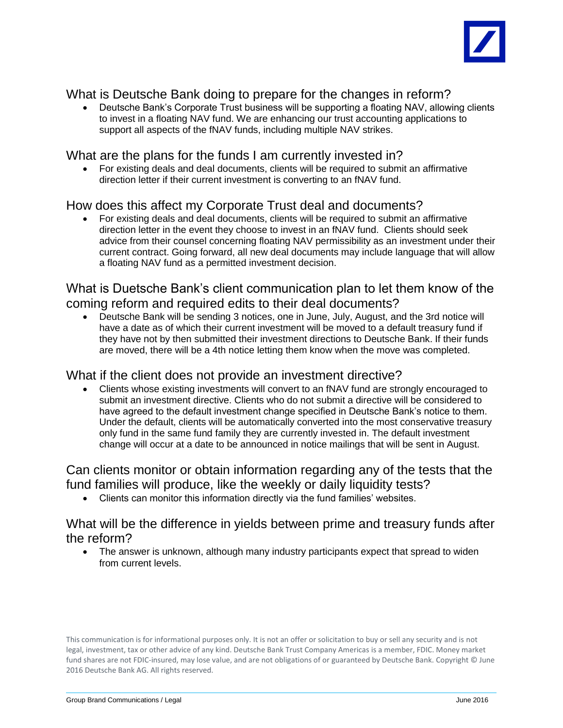## What is Deutsche Bank doing to prepare for the changes in reform?

- Deutsche Bank's Corporate Trust business will be supporting a floating NAV, allowing clients to invest in a floating NAV fund. We are enhancing our trust accounting applications to support all aspects of the fNAV funds, including multiple NAV strikes.

## What are the plans for the funds I am currently invested in?

- For existing deals and deal documents, clients will be required to submit an affirmative direction letter if their current investment is converting to an fNAV fund.

## How does this affect my Corporate Trust deal and documents?

- For existing deals and deal documents, clients will be required to submit an affirmative direction letter in the event they choose to invest in an fNAV fund. Clients should seek advice from their counsel concerning floating NAV permissibility as an investment under their current contract. Going forward, all new deal documents may include language that will allow a floating NAV fund as a permitted investment decision.

## What is Duetsche Bank's client communication plan to let them know of the coming reform and required edits to their deal documents?

- Deutsche Bank will be sending 3 notices, one in June, July, August, and the 3rd notice will have a date as of which their current investment will be moved to a default treasury fund if they have not by then submitted their investment directions to Deutsche Bank. If their funds are moved, there will be a 4th notice letting them know when the move was completed.

## What if the client does not provide an investment directive?

- Clients whose existing investments will convert to an fNAV fund are strongly encouraged to submit an investment directive. Clients who do not submit a directive will be considered to have agreed to the default investment change specified in Deutsche Bank's notice to them. Under the default, clients will be automatically converted into the most conservative treasury only fund in the same fund family they are currently invested in. The default investment change will occur at a date to be announced in notice mailings that will be sent in August.

## Can clients monitor or obtain information regarding any of the tests that the fund families will produce, like the weekly or daily liquidity tests?

- Clients can monitor this information directly via the fund families' websites.

## What will be the difference in yields between prime and treasury funds after the reform?

- The answer is unknown, although many industry participants expect that spread to widen from current levels.

This communication is for informational purposes only. It is not an offer or solicitation to buy or sell any security and is not legal, investment, tax or other advice of any kind. Deutsche Bank Trust Company Americas is a member, FDIC. Money market fund shares are not FDIC-insured, may lose value, and are not obligations of or guaranteed by Deutsche Bank. Copyright © June 2016 Deutsche Bank AG. All rights reserved.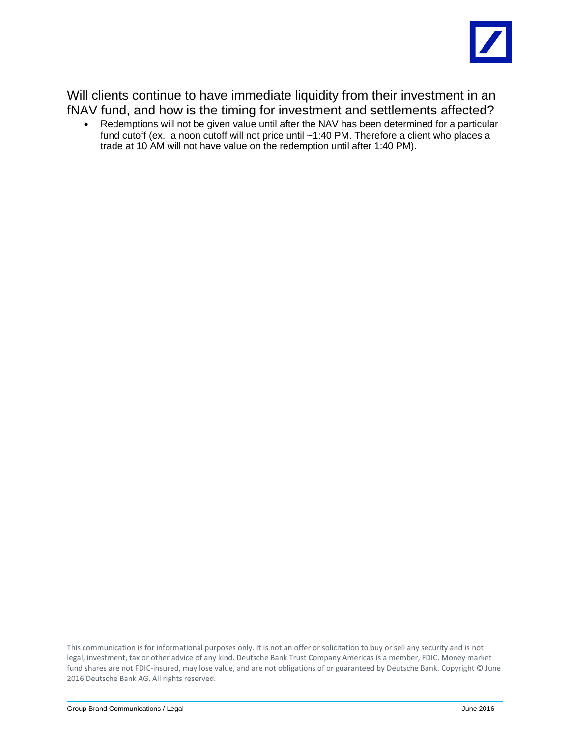## Will clients continue to have immediate liquidity from their investment in an fNAV fund, and how is the timing for investment and settlements affected?

- Redemptions will not be given value until after the NAV has been determined for a particular fund cutoff (ex. a noon cutoff will not price until ~1:40 PM. Therefore a client who places a trade at 10 AM will not have value on the redemption until after 1:40 PM).

This communication is for informational purposes only. It is not an offer or solicitation to buy or sell any security and is not legal, investment, tax or other advice of any kind. Deutsche Bank Trust Company Americas is a member, FDIC. Money market fund shares are not FDIC-insured, may lose value, and are not obligations of or guaranteed by Deutsche Bank. Copyright © June 2016 Deutsche Bank AG. All rights reserved.